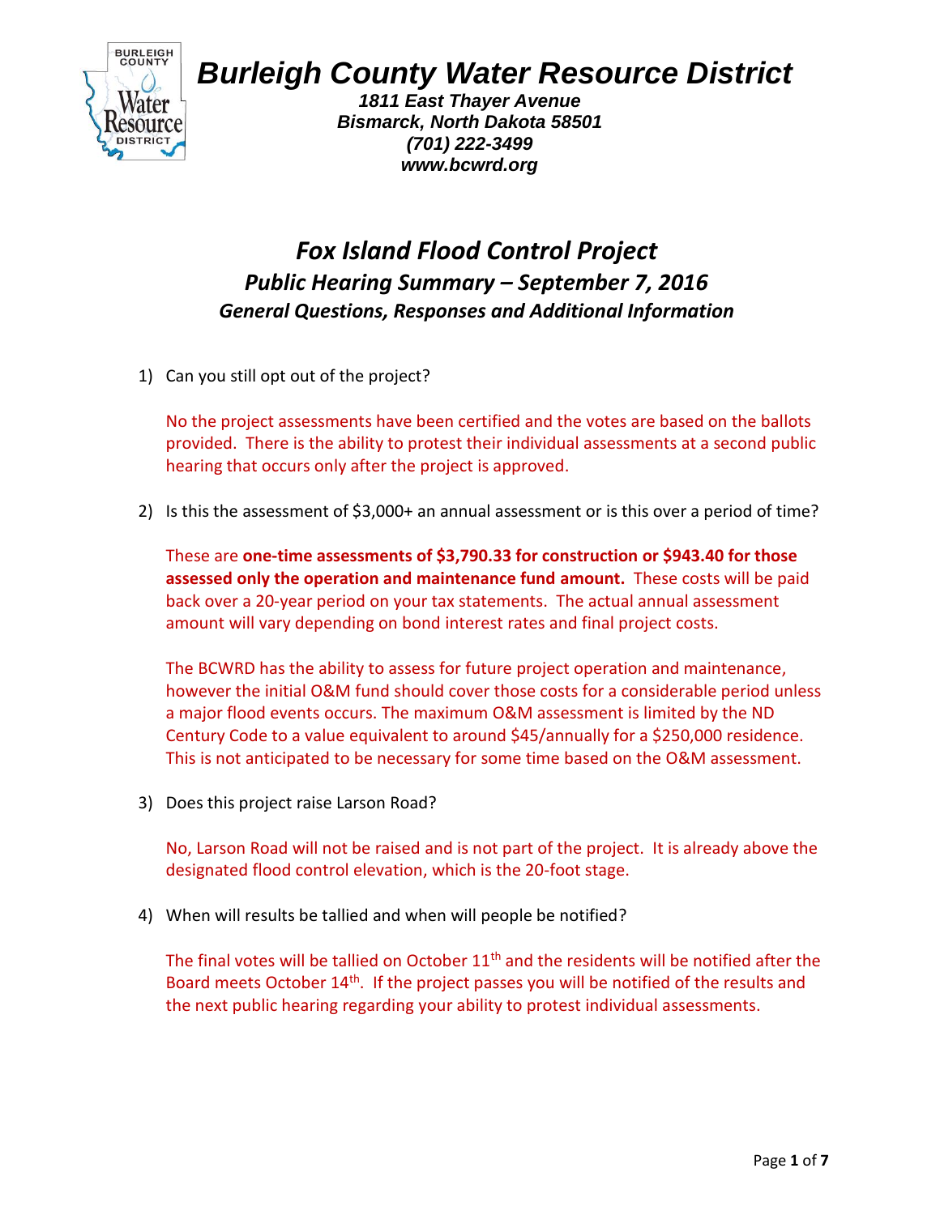# Burleigh County Water Resource District

**1811 East Thayer Avenue**
**Bismarck, North Dakota 58501**
**(701) 222-3499**
**www.bcwrd.org**

## *Fox Island Flood Control Project*

### *Public Hearing Summary – September 7, 2016*

#### *General Questions, Responses and Additional Information*

1) Can you still opt out of the project?

   No the project assessments have been certified and the votes are based on the ballots provided. There is the ability to protest their individual assessments at a second public hearing that occurs only after the project is approved.

2) Is this the assessment of $3,000+ an annual assessment or is this over a period of time?

   These are **one-time assessments of $3,790.33 for construction or $943.40 for those assessed only the operation and maintenance fund amount.** These costs will be paid back over a 20-year period on your tax statements. The actual annual assessment amount will vary depending on bond interest rates and final project costs.

   The BCWRD has the ability to assess for future project operation and maintenance, however the initial O&M fund should cover those costs for a considerable period unless a major flood events occurs. The maximum O&M assessment is limited by the ND Century Code to a value equivalent to around $45/annually for a $250,000 residence. This is not anticipated to be necessary for some time based on the O&M assessment.

3) Does this project raise Larson Road?

   No, Larson Road will not be raised and is not part of the project. It is already above the designated flood control elevation, which is the 20-foot stage.

4) When will results be tallied and when will people be notified?

   The final votes will be tallied on October 11th and the residents will be notified after the Board meets October 14th. If the project passes you will be notified of the results and the next public hearing regarding your ability to protest individual assessments.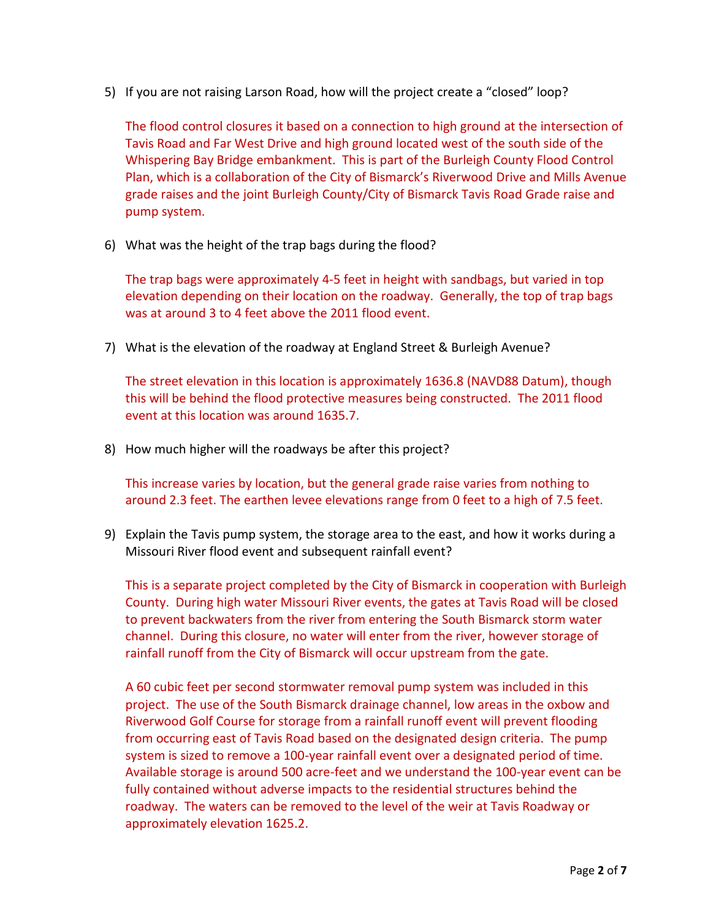5) If you are not raising Larson Road, how will the project create a "closed" loop?

   The flood control closures it based on a connection to high ground at the intersection of Tavis Road and Far West Drive and high ground located west of the south side of the Whispering Bay Bridge embankment. This is part of the Burleigh County Flood Control Plan, which is a collaboration of the City of Bismarck's Riverwood Drive and Mills Avenue grade raises and the joint Burleigh County/City of Bismarck Tavis Road Grade raise and pump system.

6) What was the height of the trap bags during the flood?

   The trap bags were approximately 4-5 feet in height with sandbags, but varied in top elevation depending on their location on the roadway. Generally, the top of trap bags was at around 3 to 4 feet above the 2011 flood event.

7) What is the elevation of the roadway at England Street & Burleigh Avenue?

   The street elevation in this location is approximately 1636.8 (NAVD88 Datum), though this will be behind the flood protective measures being constructed. The 2011 flood event at this location was around 1635.7.

8) How much higher will the roadways be after this project?

   This increase varies by location, but the general grade raise varies from nothing to around 2.3 feet. The earthen levee elevations range from 0 feet to a high of 7.5 feet.

9) Explain the Tavis pump system, the storage area to the east, and how it works during a Missouri River flood event and subsequent rainfall event?

   This is a separate project completed by the City of Bismarck in cooperation with Burleigh County. During high water Missouri River events, the gates at Tavis Road will be closed to prevent backwaters from the river from entering the South Bismarck storm water channel. During this closure, no water will enter from the river, however storage of rainfall runoff from the City of Bismarck will occur upstream from the gate.

   A 60 cubic feet per second stormwater removal pump system was included in this project. The use of the South Bismarck drainage channel, low areas in the oxbow and Riverwood Golf Course for storage from a rainfall runoff event will prevent flooding from occurring east of Tavis Road based on the designated design criteria. The pump system is sized to remove a 100-year rainfall event over a designated period of time. Available storage is around 500 acre-feet and we understand the 100-year event can be fully contained without adverse impacts to the residential structures behind the roadway. The waters can be removed to the level of the weir at Tavis Roadway or approximately elevation 1625.2.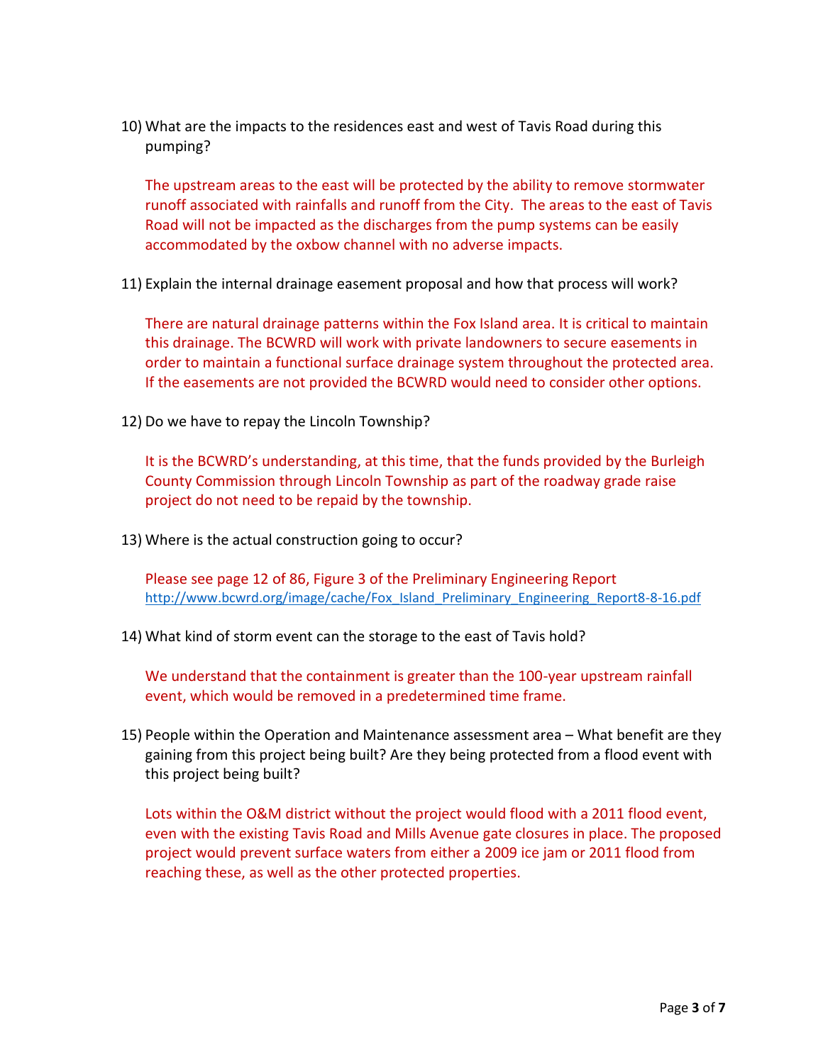10) What are the impacts to the residences east and west of Tavis Road during this pumping?

    The upstream areas to the east will be protected by the ability to remove stormwater runoff associated with rainfalls and runoff from the City. The areas to the east of Tavis Road will not be impacted as the discharges from the pump systems can be easily accommodated by the oxbow channel with no adverse impacts.

11) Explain the internal drainage easement proposal and how that process will work?

    There are natural drainage patterns within the Fox Island area. It is critical to maintain this drainage. The BCWRD will work with private landowners to secure easements in order to maintain a functional surface drainage system throughout the protected area. If the easements are not provided the BCWRD would need to consider other options.

12) Do we have to repay the Lincoln Township?

    It is the BCWRD's understanding, at this time, that the funds provided by the Burleigh County Commission through Lincoln Township as part of the roadway grade raise project do not need to be repaid by the township.

13) Where is the actual construction going to occur?

    Please see page 12 of 86, Figure 3 of the Preliminary Engineering Report
    http://www.bcwrd.org/image/cache/Fox_Island_Preliminary_Engineering_Report8-8-16.pdf

14) What kind of storm event can the storage to the east of Tavis hold?

    We understand that the containment is greater than the 100-year upstream rainfall event, which would be removed in a predetermined time frame.

15) People within the Operation and Maintenance assessment area – What benefit are they gaining from this project being built? Are they being protected from a flood event with this project being built?

    Lots within the O&M district without the project would flood with a 2011 flood event, even with the existing Tavis Road and Mills Avenue gate closures in place. The proposed project would prevent surface waters from either a 2009 ice jam or 2011 flood from reaching these, as well as the other protected properties.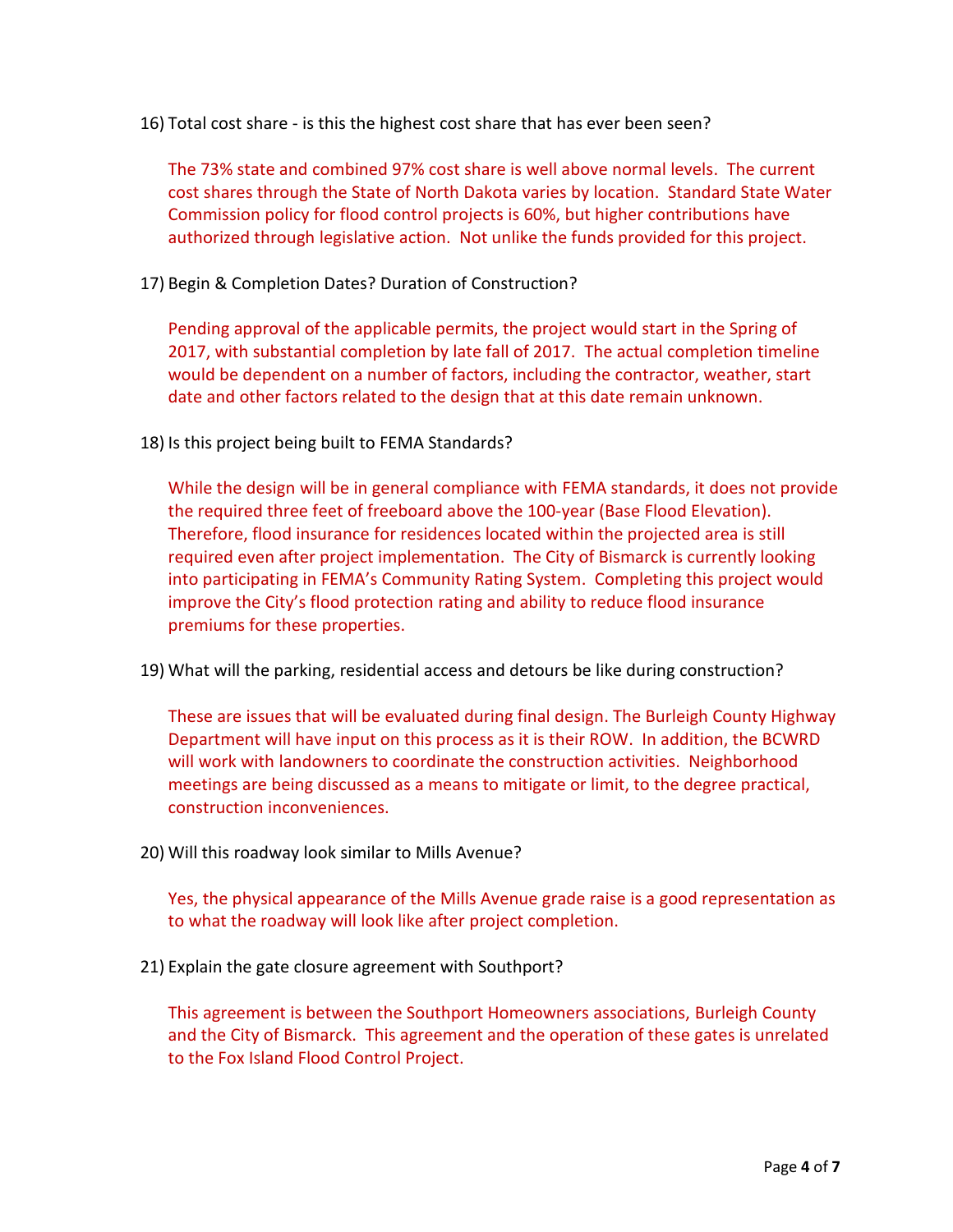16) Total cost share - is this the highest cost share that has ever been seen?

The 73% state and combined 97% cost share is well above normal levels. The current cost shares through the State of North Dakota varies by location. Standard State Water Commission policy for flood control projects is 60%, but higher contributions have authorized through legislative action. Not unlike the funds provided for this project.

17) Begin & Completion Dates? Duration of Construction?

Pending approval of the applicable permits, the project would start in the Spring of 2017, with substantial completion by late fall of 2017. The actual completion timeline would be dependent on a number of factors, including the contractor, weather, start date and other factors related to the design that at this date remain unknown.

18) Is this project being built to FEMA Standards?

While the design will be in general compliance with FEMA standards, it does not provide the required three feet of freeboard above the 100-year (Base Flood Elevation). Therefore, flood insurance for residences located within the projected area is still required even after project implementation. The City of Bismarck is currently looking into participating in FEMA's Community Rating System. Completing this project would improve the City's flood protection rating and ability to reduce flood insurance premiums for these properties.

19) What will the parking, residential access and detours be like during construction?

These are issues that will be evaluated during final design. The Burleigh County Highway Department will have input on this process as it is their ROW. In addition, the BCWRD will work with landowners to coordinate the construction activities. Neighborhood meetings are being discussed as a means to mitigate or limit, to the degree practical, construction inconveniences.

20) Will this roadway look similar to Mills Avenue?

Yes, the physical appearance of the Mills Avenue grade raise is a good representation as to what the roadway will look like after project completion.

21) Explain the gate closure agreement with Southport?

This agreement is between the Southport Homeowners associations, Burleigh County and the City of Bismarck. This agreement and the operation of these gates is unrelated to the Fox Island Flood Control Project.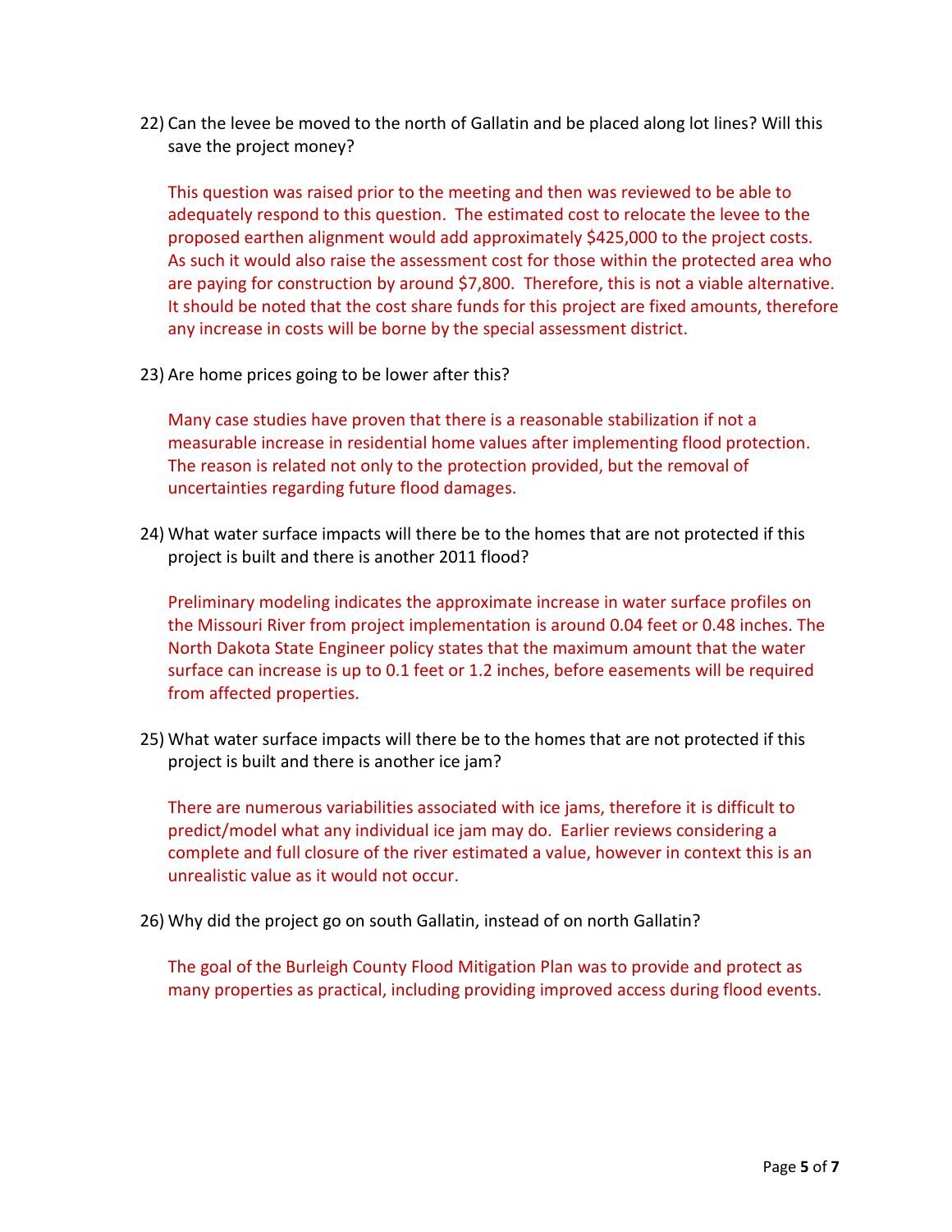22) Can the levee be moved to the north of Gallatin and be placed along lot lines? Will this save the project money?

    This question was raised prior to the meeting and then was reviewed to be able to adequately respond to this question. The estimated cost to relocate the levee to the proposed earthen alignment would add approximately $425,000 to the project costs. As such it would also raise the assessment cost for those within the protected area who are paying for construction by around $7,800. Therefore, this is not a viable alternative. It should be noted that the cost share funds for this project are fixed amounts, therefore any increase in costs will be borne by the special assessment district.

23) Are home prices going to be lower after this?

    Many case studies have proven that there is a reasonable stabilization if not a measurable increase in residential home values after implementing flood protection. The reason is related not only to the protection provided, but the removal of uncertainties regarding future flood damages.

24) What water surface impacts will there be to the homes that are not protected if this project is built and there is another 2011 flood?

    Preliminary modeling indicates the approximate increase in water surface profiles on the Missouri River from project implementation is around 0.04 feet or 0.48 inches. The North Dakota State Engineer policy states that the maximum amount that the water surface can increase is up to 0.1 feet or 1.2 inches, before easements will be required from affected properties.

25) What water surface impacts will there be to the homes that are not protected if this project is built and there is another ice jam?

    There are numerous variabilities associated with ice jams, therefore it is difficult to predict/model what any individual ice jam may do. Earlier reviews considering a complete and full closure of the river estimated a value, however in context this is an unrealistic value as it would not occur.

26) Why did the project go on south Gallatin, instead of on north Gallatin?

    The goal of the Burleigh County Flood Mitigation Plan was to provide and protect as many properties as practical, including providing improved access during flood events.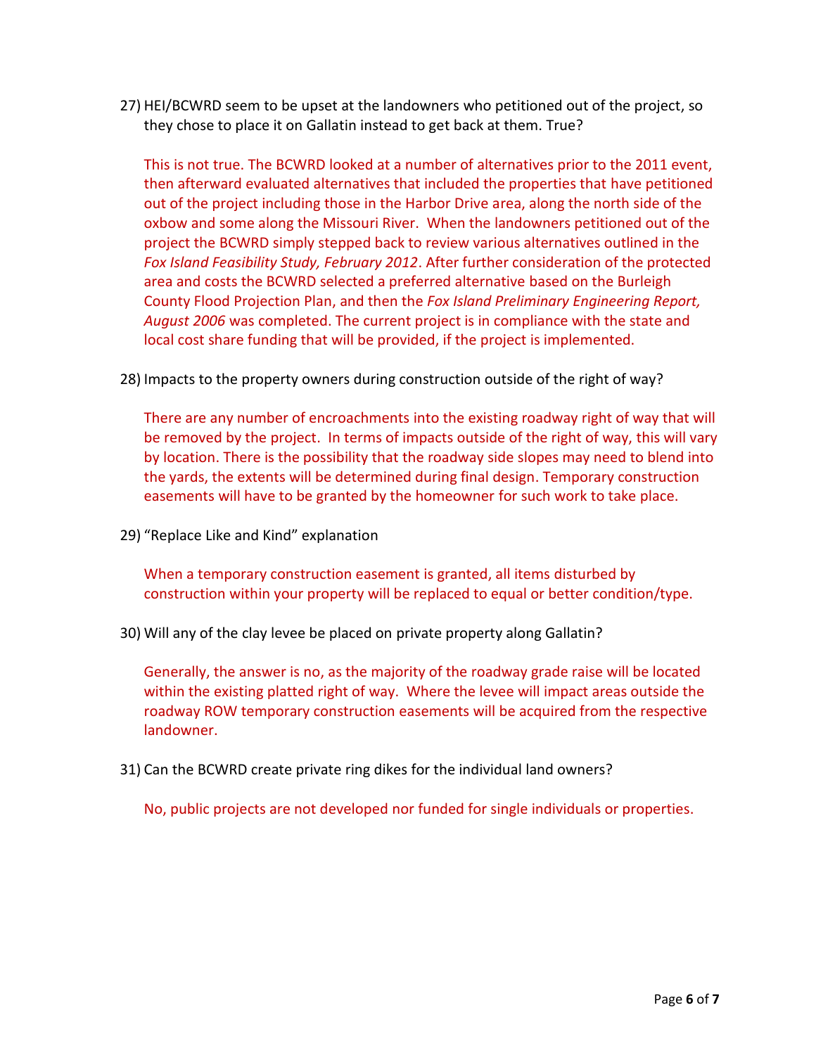27) HEI/BCWRD seem to be upset at the landowners who petitioned out of the project, so they chose to place it on Gallatin instead to get back at them. True?

    This is not true. The BCWRD looked at a number of alternatives prior to the 2011 event, then afterward evaluated alternatives that included the properties that have petitioned out of the project including those in the Harbor Drive area, along the north side of the oxbow and some along the Missouri River. When the landowners petitioned out of the project the BCWRD simply stepped back to review various alternatives outlined in the *Fox Island Feasibility Study, February 2012*. After further consideration of the protected area and costs the BCWRD selected a preferred alternative based on the Burleigh County Flood Projection Plan, and then the *Fox Island Preliminary Engineering Report, August 2006* was completed. The current project is in compliance with the state and local cost share funding that will be provided, if the project is implemented.

28) Impacts to the property owners during construction outside of the right of way?

    There are any number of encroachments into the existing roadway right of way that will be removed by the project. In terms of impacts outside of the right of way, this will vary by location. There is the possibility that the roadway side slopes may need to blend into the yards, the extents will be determined during final design. Temporary construction easements will have to be granted by the homeowner for such work to take place.

29) "Replace Like and Kind" explanation

    When a temporary construction easement is granted, all items disturbed by construction within your property will be replaced to equal or better condition/type.

30) Will any of the clay levee be placed on private property along Gallatin?

    Generally, the answer is no, as the majority of the roadway grade raise will be located within the existing platted right of way. Where the levee will impact areas outside the roadway ROW temporary construction easements will be acquired from the respective landowner.

31) Can the BCWRD create private ring dikes for the individual land owners?

    No, public projects are not developed nor funded for single individuals or properties.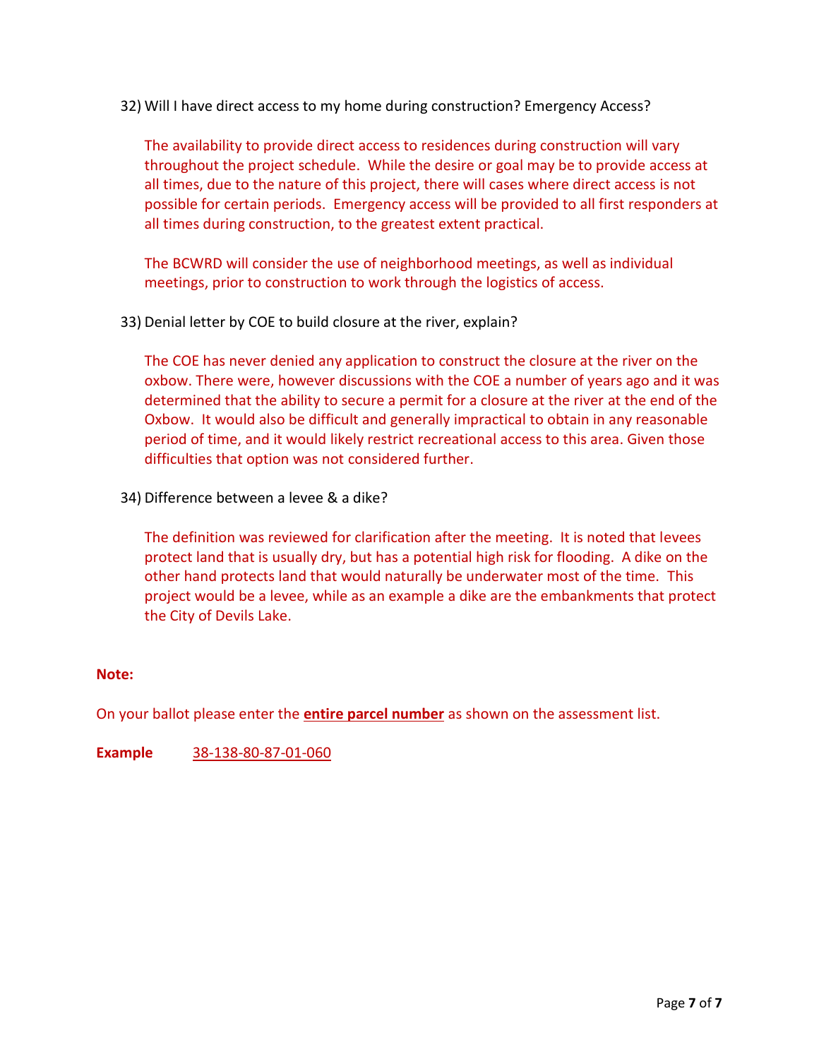32) Will I have direct access to my home during construction? Emergency Access?

The availability to provide direct access to residences during construction will vary throughout the project schedule. While the desire or goal may be to provide access at all times, due to the nature of this project, there will cases where direct access is not possible for certain periods. Emergency access will be provided to all first responders at all times during construction, to the greatest extent practical.

The BCWRD will consider the use of neighborhood meetings, as well as individual meetings, prior to construction to work through the logistics of access.

33) Denial letter by COE to build closure at the river, explain?

The COE has never denied any application to construct the closure at the river on the oxbow. There were, however discussions with the COE a number of years ago and it was determined that the ability to secure a permit for a closure at the river at the end of the Oxbow. It would also be difficult and generally impractical to obtain in any reasonable period of time, and it would likely restrict recreational access to this area. Given those difficulties that option was not considered further.

34) Difference between a levee & a dike?

The definition was reviewed for clarification after the meeting. It is noted that levees protect land that is usually dry, but has a potential high risk for flooding. A dike on the other hand protects land that would naturally be underwater most of the time. This project would be a levee, while as an example a dike are the embankments that protect the City of Devils Lake.

**Note:**

On your ballot please enter the **entire parcel number** as shown on the assessment list.

**Example** 38-138-80-87-01-060